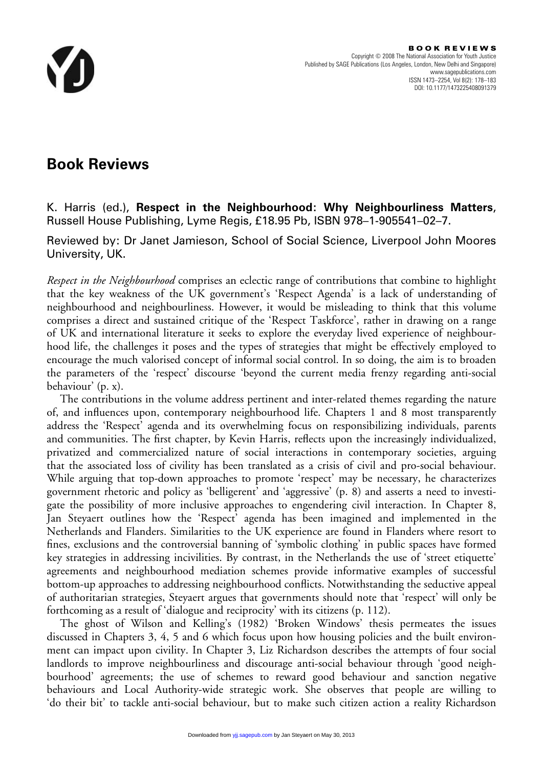# Book Reviews

K. Harris (ed.), **Respect in the Neighbourhood: Why Neighbourliness Matters**, Russell House Publishing, Lyme Regis, £18.95 Pb, ISBN 978–1-905541–02–7.

Reviewed by: Dr Janet Jamieson, School of Social Science, Liverpool John Moores University, UK.

*Respect in the Neighbourhood* comprises an eclectic range of contributions that combine to highlight that the key weakness of the UK government's 'Respect Agenda' is a lack of understanding of neighbourhood and neighbourliness. However, it would be misleading to think that this volume comprises a direct and sustained critique of the 'Respect Taskforce', rather in drawing on a range of UK and international literature it seeks to explore the everyday lived experience of neighbourhood life, the challenges it poses and the types of strategies that might be effectively employed to encourage the much valorised concept of informal social control. In so doing, the aim is to broaden the parameters of the 'respect' discourse 'beyond the current media frenzy regarding anti-social behaviour' (p. x).

The contributions in the volume address pertinent and inter-related themes regarding the nature of, and influences upon, contemporary neighbourhood life. Chapters 1 and 8 most transparently address the 'Respect' agenda and its overwhelming focus on responsibilizing individuals, parents and communities. The first chapter, by Kevin Harris, reflects upon the increasingly individualized, privatized and commercialized nature of social interactions in contemporary societies, arguing that the associated loss of civility has been translated as a crisis of civil and pro-social behaviour. While arguing that top-down approaches to promote 'respect' may be necessary, he characterizes government rhetoric and policy as 'belligerent' and 'aggressive' (p. 8) and asserts a need to investigate the possibility of more inclusive approaches to engendering civil interaction. In Chapter 8, Jan Steyaert outlines how the 'Respect' agenda has been imagined and implemented in the Netherlands and Flanders. Similarities to the UK experience are found in Flanders where resort to fines, exclusions and the controversial banning of 'symbolic clothing' in public spaces have formed key strategies in addressing incivilities. By contrast, in the Netherlands the use of 'street etiquette' agreements and neighbourhood mediation schemes provide informative examples of successful bottom-up approaches to addressing neighbourhood conflicts. Notwithstanding the seductive appeal of authoritarian strategies, Steyaert argues that governments should note that 'respect' will only be forthcoming as a result of 'dialogue and reciprocity' with its citizens (p. 112).

The ghost of Wilson and Kelling's (1982) 'Broken Windows' thesis permeates the issues discussed in Chapters 3, 4, 5 and 6 which focus upon how housing policies and the built environment can impact upon civility. In Chapter 3, Liz Richardson describes the attempts of four social landlords to improve neighbourliness and discourage anti-social behaviour through 'good neighbourhood' agreements; the use of schemes to reward good behaviour and sanction negative behaviours and Local Authority-wide strategic work. She observes that people are willing to 'do their bit' to tackle anti-social behaviour, but to make such citizen action a reality Richardson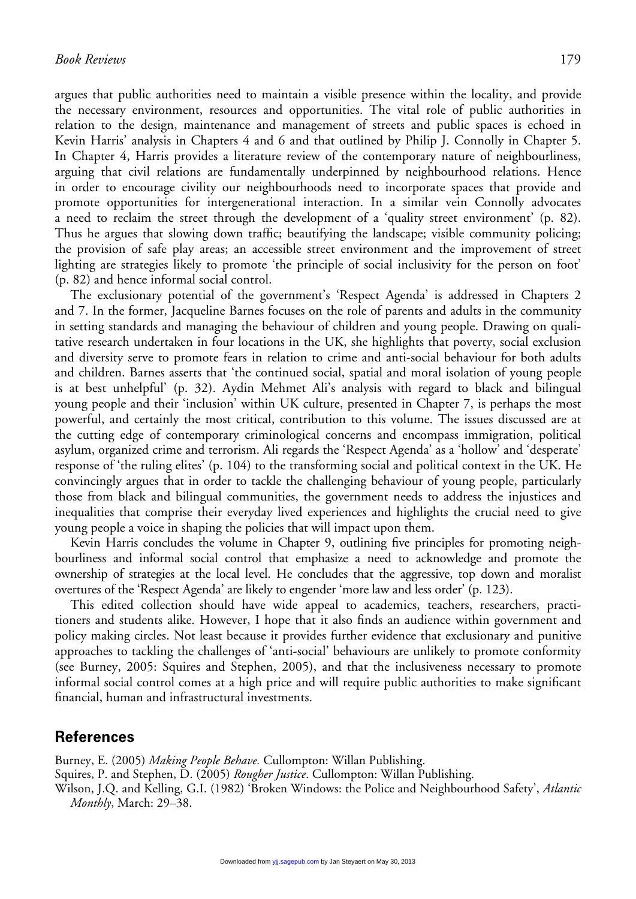argues that public authorities need to maintain a visible presence within the locality, and provide the necessary environment, resources and opportunities. The vital role of public authorities in relation to the design, maintenance and management of streets and public spaces is echoed in Kevin Harris' analysis in Chapters 4 and 6 and that outlined by Philip J. Connolly in Chapter 5. In Chapter 4, Harris provides a literature review of the contemporary nature of neighbourliness, arguing that civil relations are fundamentally underpinned by neighbourhood relations. Hence in order to encourage civility our neighbourhoods need to incorporate spaces that provide and promote opportunities for intergenerational interaction. In a similar vein Connolly advocates a need to reclaim the street through the development of a 'quality street environment' (p. 82). Thus he argues that slowing down traffic; beautifying the landscape; visible community policing; the provision of safe play areas; an accessible street environment and the improvement of street lighting are strategies likely to promote 'the principle of social inclusivity for the person on foot' (p. 82) and hence informal social control.

The exclusionary potential of the government's 'Respect Agenda' is addressed in Chapters 2 and 7. In the former, Jacqueline Barnes focuses on the role of parents and adults in the community in setting standards and managing the behaviour of children and young people. Drawing on qualitative research undertaken in four locations in the UK, she highlights that poverty, social exclusion and diversity serve to promote fears in relation to crime and anti-social behaviour for both adults and children. Barnes asserts that 'the continued social, spatial and moral isolation of young people is at best unhelpful' (p. 32). Aydin Mehmet Ali's analysis with regard to black and bilingual young people and their 'inclusion' within UK culture, presented in Chapter 7, is perhaps the most powerful, and certainly the most critical, contribution to this volume. The issues discussed are at the cutting edge of contemporary criminological concerns and encompass immigration, political asylum, organized crime and terrorism. Ali regards the 'Respect Agenda' as a 'hollow' and 'desperate' response of 'the ruling elites' (p. 104) to the transforming social and political context in the UK. He convincingly argues that in order to tackle the challenging behaviour of young people, particularly those from black and bilingual communities, the government needs to address the injustices and inequalities that comprise their everyday lived experiences and highlights the crucial need to give young people a voice in shaping the policies that will impact upon them.

Kevin Harris concludes the volume in Chapter 9, outlining five principles for promoting neighbourliness and informal social control that emphasize a need to acknowledge and promote the ownership of strategies at the local level. He concludes that the aggressive, top down and moralist overtures of the 'Respect Agenda' are likely to engender 'more law and less order' (p. 123).

This edited collection should have wide appeal to academics, teachers, researchers, practitioners and students alike. However, I hope that it also finds an audience within government and policy making circles. Not least because it provides further evidence that exclusionary and punitive approaches to tackling the challenges of 'anti-social' behaviours are unlikely to promote conformity (see Burney, 2005: Squires and Stephen, 2005), and that the inclusiveness necessary to promote informal social control comes at a high price and will require public authorities to make significant financial, human and infrastructural investments.

## References

Burney, E. (2005) *Making People Behave.* Cullompton: Willan Publishing.

Squires, P. and Stephen, D. (2005) *Rougher Justice*. Cullompton: Willan Publishing.

Wilson, J.Q. and Kelling, G.I. (1982) 'Broken Windows: the Police and Neighbourhood Safety', *Atlantic Monthly*, March: 29–38.